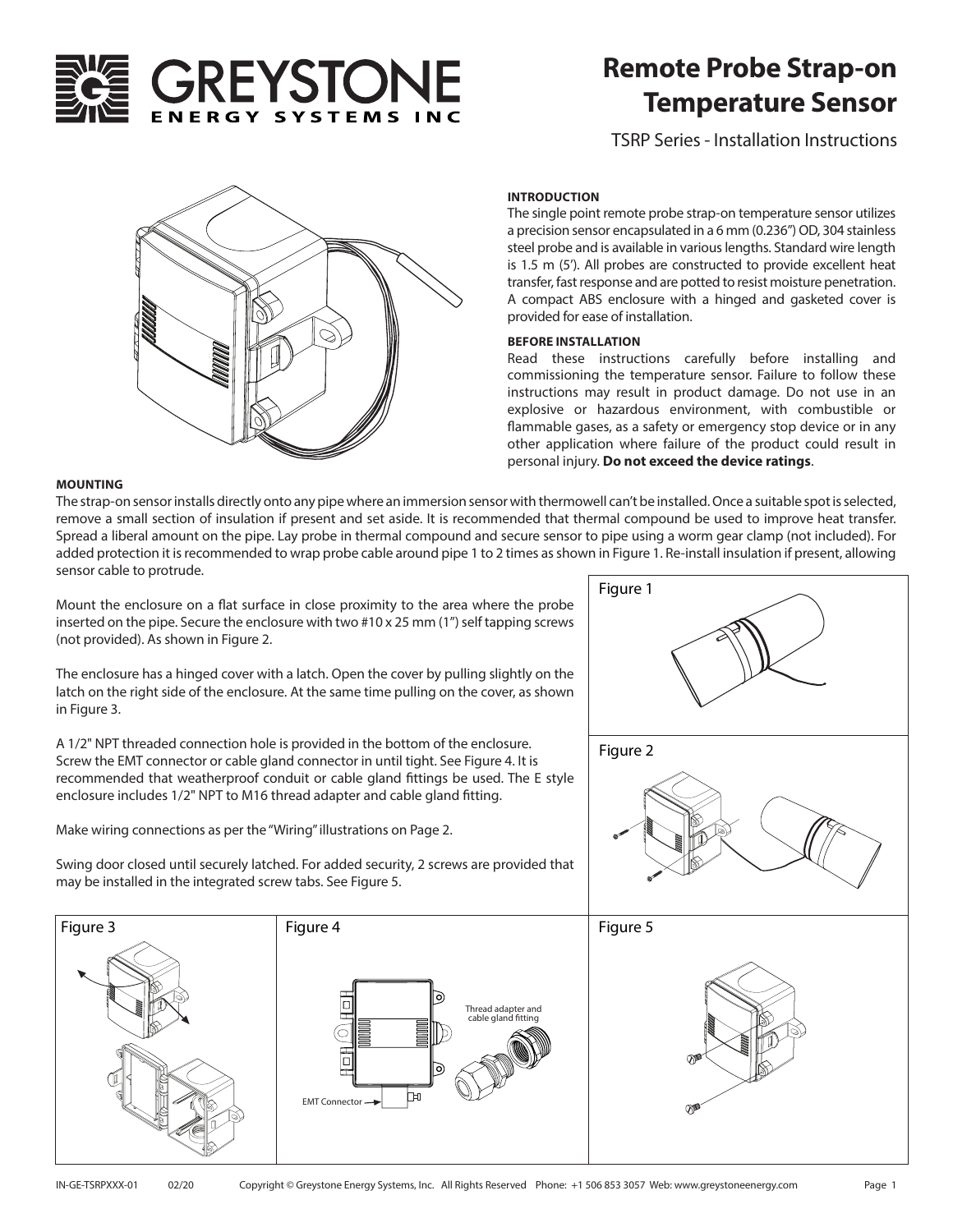# Remote Probe Strap-on Temperature Sensor

TSRP Series - Installation Instructions

**INTRODUCTION**

The single point remote probe strap-on temperature sensor utilizes a precision sensor encapsulated in a 6 mm (0.236") OD, 304 stainless steel probe and is available in various lengths. Standard wire length is 1.5 m (5'). All probes are constructed to provide excellent heat transfer, fast response and are potted to resist moisture penetration. A compact ABS enclosure with a hinged and gasketed cover is provided for ease of installation.

**BEFORE INSTALLATION**

Read these instructions carefully before installing and commissioning the temperature sensor. Failure to follow these instructions may result in product damage. Do not use in an explosive or hazardous environment, with combustible or flammable gases, as a safety or emergency stop device or in any other application where failure of the product could result in personal injury. **Do not exceed the device ratings**.

**MOUNTING**

The strap-on sensor installs directly onto any pipe where an immersion sensor with thermowell can't be installed. Once a suitable spot is selected, remove a small section of insulation if present and set aside. It is recommended that thermal compound be used to improve heat transfer. Spread a liberal amount on the pipe. Lay probe in thermal compound and secure sensor to pipe using a worm gear clamp (not included). For added protection it is recommended to wrap probe cable around pipe 1 to 2 times as shown in Figure 1. Re-install insulation if present, allowing sensor cable to protrude.

Mount the enclosure on a flat surface in close proximity to the area where the probe inserted on the pipe. Secure the enclosure with two #10 x 25 mm (1") self tapping screws (not provided). As shown in Figure 2.

The enclosure has a hinged cover with a latch. Open the cover by pulling slightly on the latch on the right side of the enclosure. At the same time pulling on the cover, as shown in Figure 3.

A 1/2" NPT threaded connection hole is provided in the bottom of the enclosure. Screw the EMT connector or cable gland connector in until tight. See Figure 4. It is recommended that weatherproof conduit or cable gland fittings be used. The E style enclosure includes 1/2" NPT to M16 thread adapter and cable gland fitting.

Make wiring connections as per the "Wiring" illustrations on Page 2.

Swing door closed until securely latched. For added security, 2 screws are provided that may be installed in the integrated screw tabs. See Figure 5.

Figure 1

Figure 2

Figure 3

Figure 4

Thread adapter and cable gland fitting

EMT Connector

Figure 5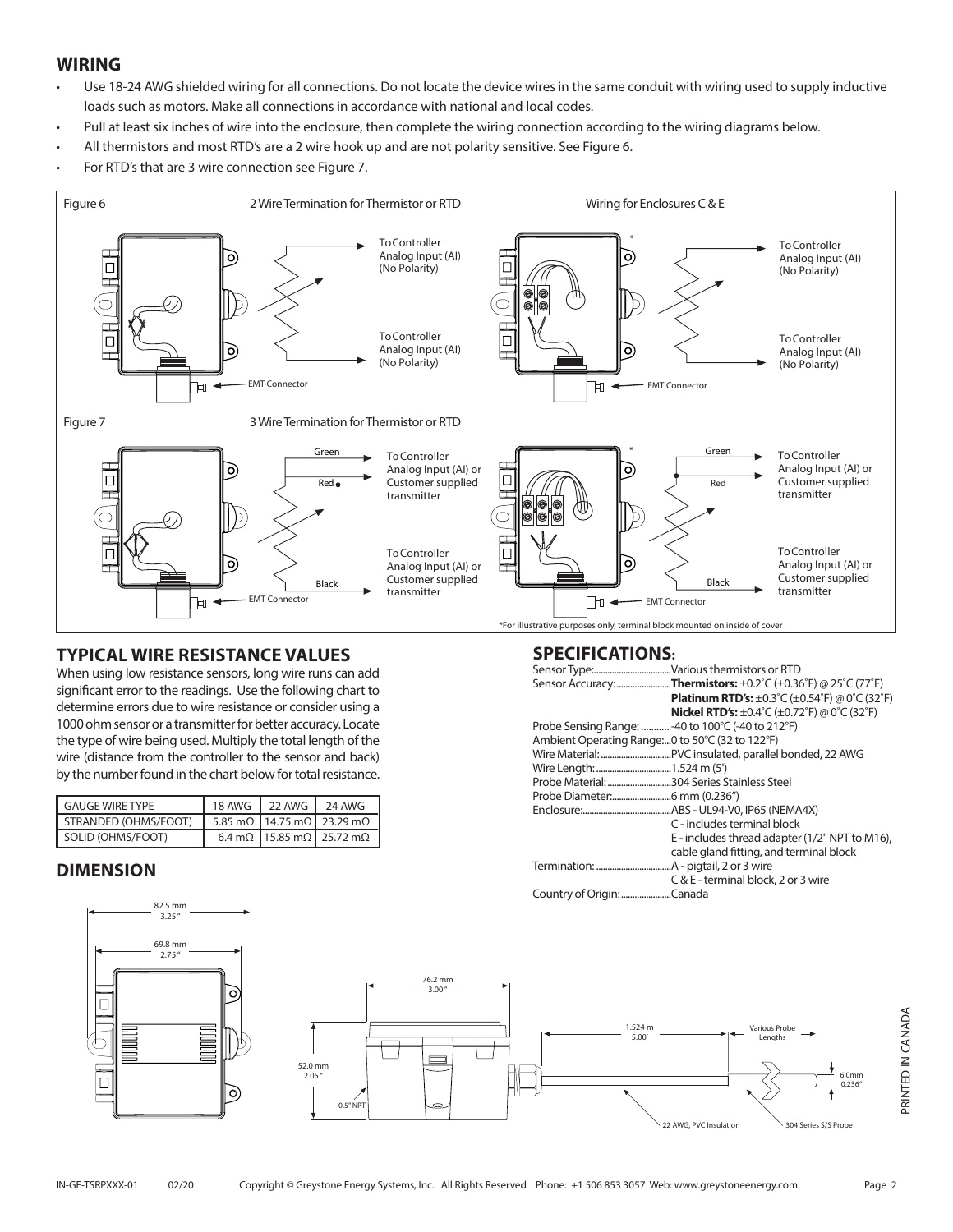## WIRING

- Use 18-24 AWG shielded wiring for all connections. Do not locate the device wires in the same conduit with wiring used to supply inductive loads such as motors. Make all connections in accordance with national and local codes.
- Pull at least six inches of wire into the enclosure, then complete the wiring connection according to the wiring diagrams below.
- All thermistors and most RTD's are a 2 wire hook up and are not polarity sensitive. See Figure 6.
- For RTD's that are 3 wire connection see Figure 7.

Figure 6 2 Wire Termination for Thermistor or RTD

Wiring for Enclosures C & E

To Controller Analog Input (AI) (No Polarity)

To Controller Analog Input (AI) (No Polarity)

EMT Connector

Figure 7 3 Wire Termination for Thermistor or RTD

Green

Red

Black

To Controller Analog Input (AI) or Customer supplied transmitter

To Controller Analog Input (AI) or Customer supplied transmitter

EMT Connector

*For illustrative purposes only, terminal block mounted on inside of cover

## TYPICAL WIRE RESISTANCE VALUES

When using low resistance sensors, long wire runs can add significant error to the readings. Use the following chart to determine errors due to wire resistance or consider using a 1000 ohm sensor or a transmitter for better accuracy. Locate the type of wire being used. Multiply the total length of the wire (distance from the controller to the sensor and back) by the number found in the chart below for total resistance.

| GAUGE WIRE TYPE | 18 AWG | 22 AWG | 24 AWG |
|---|---|---|---|
| STRANDED (OHMS/FOOT) | 5.85 mΩ | 14.75 mΩ | 23.29 mΩ |
| SOLID (OHMS/FOOT) | 6.4 mΩ | 15.85 mΩ | 25.72 mΩ |

## SPECIFICATIONS:

Sensor Type: Various thermistors or RTD

Sensor Accuracy: **Thermistors:** ±0.2˚C (±0.36˚F) @ 25˚C (77˚F)
**Platinum RTD's:** ±0.3˚C (±0.54˚F) @ 0˚C (32˚F)
**Nickel RTD's:** ±0.4˚C (±0.72˚F) @ 0˚C (32˚F)

Probe Sensing Range: -40 to 100°C (-40 to 212°F)

Ambient Operating Range: 0 to 50°C (32 to 122°F)

Wire Material: PVC insulated, parallel bonded, 22 AWG

Wire Length: 1.524 m (5')

Probe Material: 304 Series Stainless Steel

Probe Diameter: 6 mm (0.236")

Enclosure: ABS - UL94-V0, IP65 (NEMA4X)
C - includes terminal block
E - includes thread adapter (1/2" NPT to M16), cable gland fitting, and terminal block

Termination: A - pigtail, 2 or 3 wire
C & E - terminal block, 2 or 3 wire

Country of Origin: Canada

## DIMENSION

82.5 mm 3.25"

69.8 mm 2.75"

76.2 mm 3.00"

52.0 mm 2.05"

0.5" NPT

1.524 m 5.00'

Various Probe Lengths

6.0mm 0.236"

22 AWG, PVC Insulation

304 Series S/S Probe

PRINTED IN CANADA

IN-GE-TSRPXXX-01 02/20 Copyright © Greystone Energy Systems, Inc. All Rights Reserved Phone: +1 506 853 3057 Web: www.greystoneenergy.com